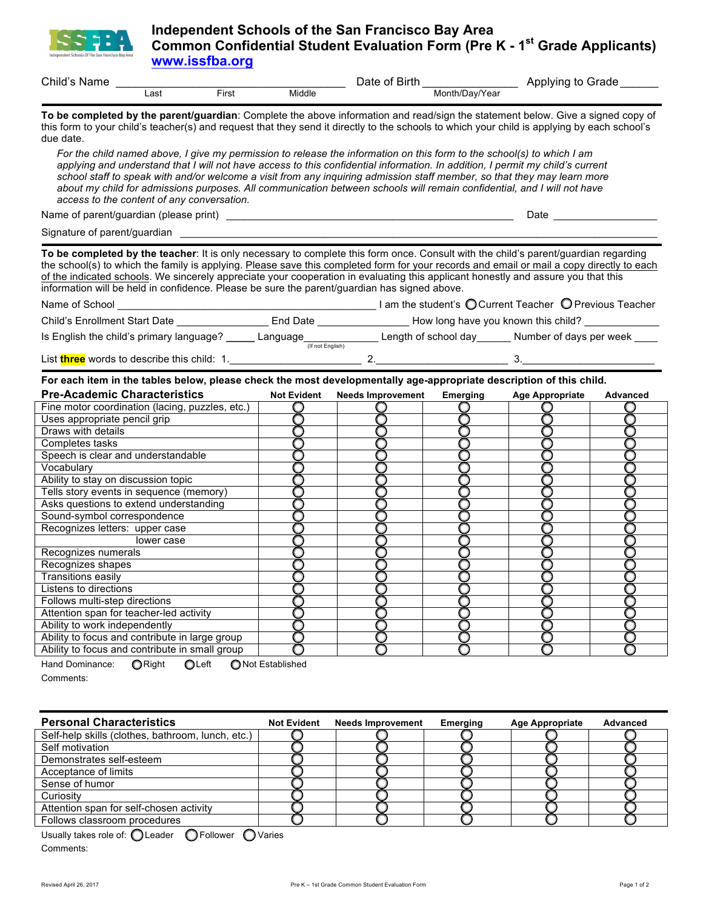# Independent Schools of the San Francisco Bay Area
## Common Confidential Student Evaluation Form (Pre K - 1st Grade Applicants)

**www.issfba.org**

Child's Name ______________________________ Date of Birth _______________ Applying to Grade ______
Last First Middle Month/Day/Year

**To be completed by the parent/guardian**: Complete the above information and read/sign the statement below. Give a signed copy of this form to your child's teacher(s) and request that they send it directly to the schools to which your child is applying by each school's due date.

*For the child named above, I give my permission to release the information on this form to the school(s) to which I am applying and understand that I will not have access to this confidential information. In addition, I permit my child's current school staff to speak with and/or welcome a visit from any inquiring admission staff member, so that they may learn more about my child for admissions purposes. All communication between schools will remain confidential, and I will not have access to the content of any conversation.*

Name of parent/guardian (please print) ________________________________________ Date _________________

Signature of parent/guardian ______________________________________________________________________

**To be completed by the teacher**: It is only necessary to complete this form once. Consult with the child's parent/guardian regarding the school(s) to which the family is applying. Please save this completed form for your records and email or mail a copy directly to each of the indicated schools. We sincerely appreciate your cooperation in evaluating this applicant honestly and assure you that this information will be held in confidence. Please be sure the parent/guardian has signed above.

Name of School ____________________________________ I am the student's ○ Current Teacher ○ Previous Teacher

Child's Enrollment Start Date _______________ End Date _______________ How long have you known this child? ____________

Is English the child's primary language? _____ Language ____________ (If not English) Length of school day______ Number of days per week ____

List **three** words to describe this child: 1.____________________ 2.____________________ 3.____________________

**For each item in the tables below, please check the most developmentally age-appropriate description of this child.**

| Pre-Academic Characteristics | Not Evident | Needs Improvement | Emerging | Age Appropriate | Advanced |
|---|---|---|---|---|---|
| Fine motor coordination (lacing, puzzles, etc.) | ○ | ○ | ○ | ○ | ○ |
| Uses appropriate pencil grip | ○ | ○ | ○ | ○ | ○ |
| Draws with details | ○ | ○ | ○ | ○ | ○ |
| Completes tasks | ○ | ○ | ○ | ○ | ○ |
| Speech is clear and understandable | ○ | ○ | ○ | ○ | ○ |
| Vocabulary | ○ | ○ | ○ | ○ | ○ |
| Ability to stay on discussion topic | ○ | ○ | ○ | ○ | ○ |
| Tells story events in sequence (memory) | ○ | ○ | ○ | ○ | ○ |
| Asks questions to extend understanding | ○ | ○ | ○ | ○ | ○ |
| Sound-symbol correspondence | ○ | ○ | ○ | ○ | ○ |
| Recognizes letters: upper case | ○ | ○ | ○ | ○ | ○ |
| lower case | ○ | ○ | ○ | ○ | ○ |
| Recognizes numerals | ○ | ○ | ○ | ○ | ○ |
| Recognizes shapes | ○ | ○ | ○ | ○ | ○ |
| Transitions easily | ○ | ○ | ○ | ○ | ○ |
| Listens to directions | ○ | ○ | ○ | ○ | ○ |
| Follows multi-step directions | ○ | ○ | ○ | ○ | ○ |
| Attention span for teacher-led activity | ○ | ○ | ○ | ○ | ○ |
| Ability to work independently | ○ | ○ | ○ | ○ | ○ |
| Ability to focus and contribute in large group | ○ | ○ | ○ | ○ | ○ |
| Ability to focus and contribute in small group | ○ | ○ | ○ | ○ | ○ |

Hand Dominance: ○ Right ○ Left ○ Not Established

Comments:

| Personal Characteristics | Not Evident | Needs Improvement | Emerging | Age Appropriate | Advanced |
|---|---|---|---|---|---|
| Self-help skills (clothes, bathroom, lunch, etc.) | ○ | ○ | ○ | ○ | ○ |
| Self motivation | ○ | ○ | ○ | ○ | ○ |
| Demonstrates self-esteem | ○ | ○ | ○ | ○ | ○ |
| Acceptance of limits | ○ | ○ | ○ | ○ | ○ |
| Sense of humor | ○ | ○ | ○ | ○ | ○ |
| Curiosity | ○ | ○ | ○ | ○ | ○ |
| Attention span for self-chosen activity | ○ | ○ | ○ | ○ | ○ |
| Follows classroom procedures | ○ | ○ | ○ | ○ | ○ |

Usually takes role of: ○ Leader ○ Follower ○ Varies

Comments:

Revised April 26, 2017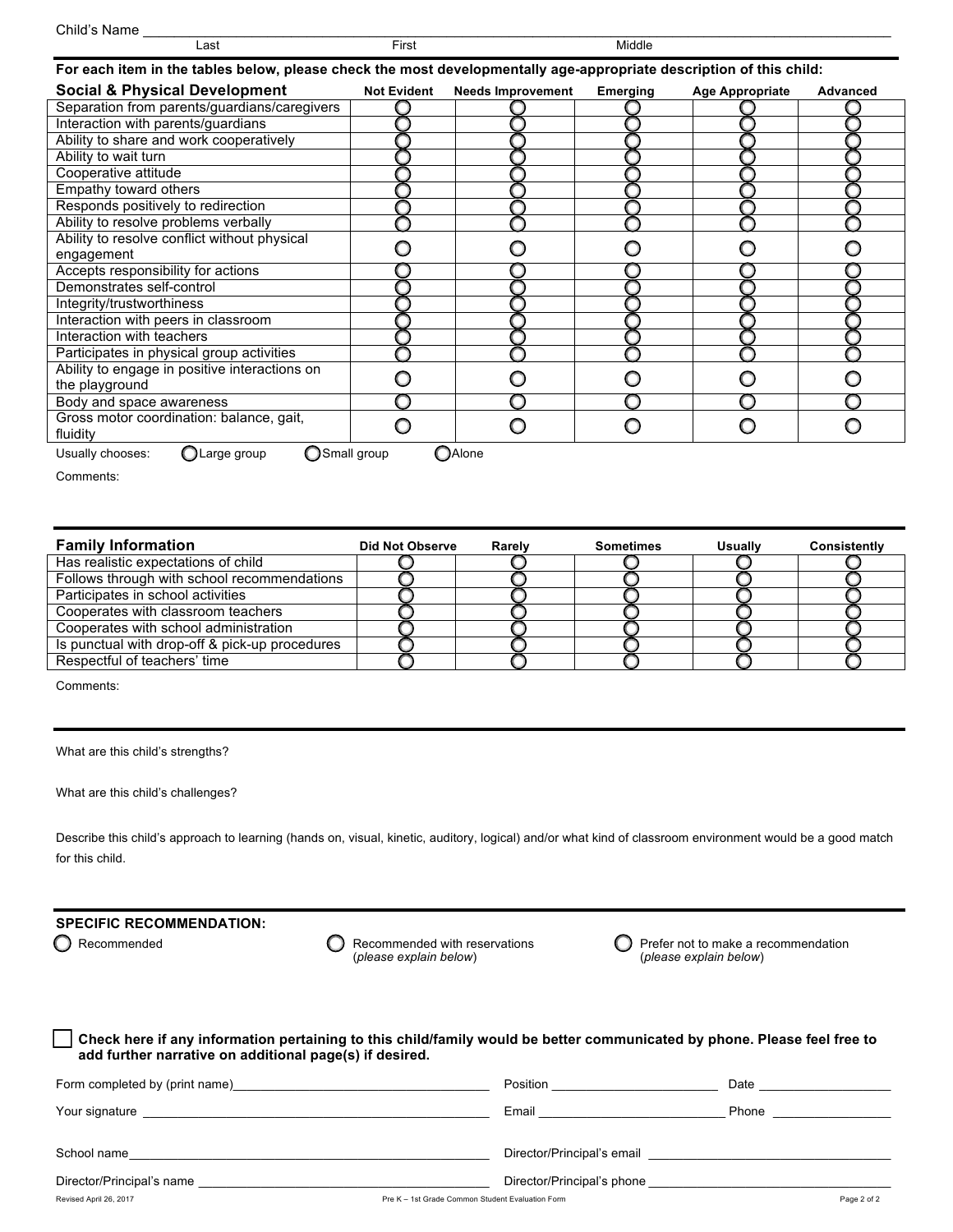Child's Name ______________________________________________________________________
Last First Middle

**For each item in the tables below, please check the most developmentally age-appropriate description of this child:**

| Social & Physical Development | Not Evident | Needs Improvement | Emerging | Age Appropriate | Advanced |
|---|---|---|---|---|---|
| Separation from parents/guardians/caregivers | ◯ | ◯ | ◯ | ◯ | ◯ |
| Interaction with parents/guardians | ◯ | ◯ | ◯ | ◯ | ◯ |
| Ability to share and work cooperatively | ◯ | ◯ | ◯ | ◯ | ◯ |
| Ability to wait turn | ◯ | ◯ | ◯ | ◯ | ◯ |
| Cooperative attitude | ◯ | ◯ | ◯ | ◯ | ◯ |
| Empathy toward others | ◯ | ◯ | ◯ | ◯ | ◯ |
| Responds positively to redirection | ◯ | ◯ | ◯ | ◯ | ◯ |
| Ability to resolve problems verbally | ◯ | ◯ | ◯ | ◯ | ◯ |
| Ability to resolve conflict without physical engagement | ◯ | ◯ | ◯ | ◯ | ◯ |
| Accepts responsibility for actions | ◯ | ◯ | ◯ | ◯ | ◯ |
| Demonstrates self-control | ◯ | ◯ | ◯ | ◯ | ◯ |
| Integrity/trustworthiness | ◯ | ◯ | ◯ | ◯ | ◯ |
| Interaction with peers in classroom | ◯ | ◯ | ◯ | ◯ | ◯ |
| Interaction with teachers | ◯ | ◯ | ◯ | ◯ | ◯ |
| Participates in physical group activities | ◯ | ◯ | ◯ | ◯ | ◯ |
| Ability to engage in positive interactions on the playground | ◯ | ◯ | ◯ | ◯ | ◯ |
| Body and space awareness | ◯ | ◯ | ◯ | ◯ | ◯ |
| Gross motor coordination: balance, gait, fluidity | ◯ | ◯ | ◯ | ◯ | ◯ |

Usually chooses: ◯ Large group ◯ Small group ◯ Alone

Comments:

| Family Information | Did Not Observe | Rarely | Sometimes | Usually | Consistently |
|---|---|---|---|---|---|
| Has realistic expectations of child | ◯ | ◯ | ◯ | ◯ | ◯ |
| Follows through with school recommendations | ◯ | ◯ | ◯ | ◯ | ◯ |
| Participates in school activities | ◯ | ◯ | ◯ | ◯ | ◯ |
| Cooperates with classroom teachers | ◯ | ◯ | ◯ | ◯ | ◯ |
| Cooperates with school administration | ◯ | ◯ | ◯ | ◯ | ◯ |
| Is punctual with drop-off & pick-up procedures | ◯ | ◯ | ◯ | ◯ | ◯ |
| Respectful of teachers' time | ◯ | ◯ | ◯ | ◯ | ◯ |

Comments:

What are this child's strengths?

What are this child's challenges?

Describe this child's approach to learning (hands on, visual, kinetic, auditory, logical) and/or what kind of classroom environment would be a good match for this child.

**SPECIFIC RECOMMENDATION:**

◯ Recommended ◯ Recommended with reservations (*please explain below*) ◯ Prefer not to make a recommendation (*please explain below*)

☐ **Check here if any information pertaining to this child/family would be better communicated by phone. Please feel free to add further narrative on additional page(s) if desired.**

Form completed by (print name)______________________ Position ______________________ Date ______________________

Your signature ______________________ Email ______________________ Phone ______________________

School name______________________ Director/Principal's email ______________________

Director/Principal's name ______________________ Director/Principal's phone ______________________

Revised April 26, 2017 Pre K – 1st Grade Common Student Evaluation Form